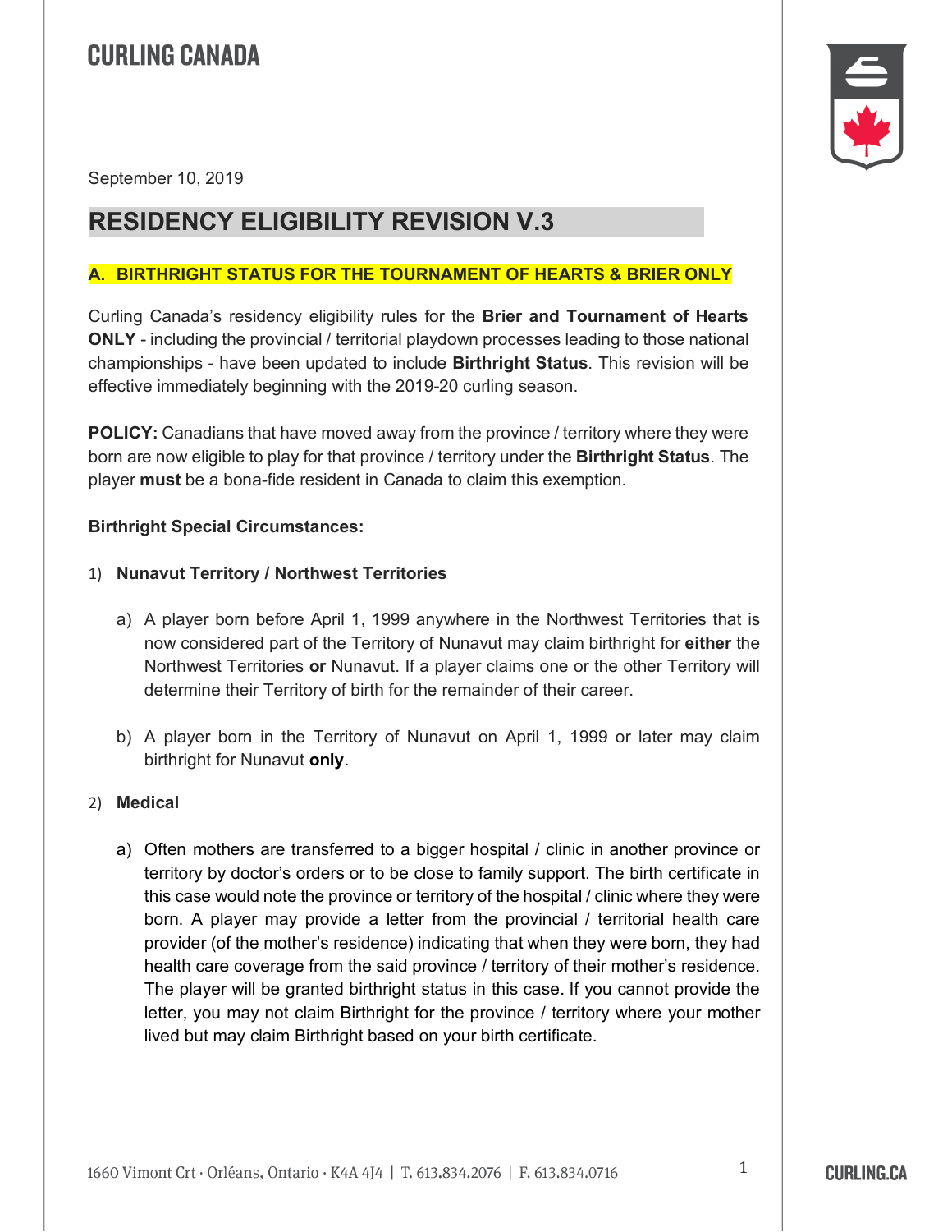CURLING CANADA

September 10, 2019

# RESIDENCY ELIGIBILITY REVISION V.3

## A. BIRTHRIGHT STATUS FOR THE TOURNAMENT OF HEARTS & BRIER ONLY

Curling Canada's residency eligibility rules for the **Brier and Tournament of Hearts ONLY** - including the provincial / territorial playdown processes leading to those national championships - have been updated to include **Birthright Status**. This revision will be effective immediately beginning with the 2019-20 curling season.

**POLICY:** Canadians that have moved away from the province / territory where they were born are now eligible to play for that province / territory under the **Birthright Status**. The player **must** be a bona-fide resident in Canada to claim this exemption.

**Birthright Special Circumstances:**

1) **Nunavut Territory / Northwest Territories**

   a) A player born before April 1, 1999 anywhere in the Northwest Territories that is now considered part of the Territory of Nunavut may claim birthright for **either** the Northwest Territories **or** Nunavut. If a player claims one or the other Territory will determine their Territory of birth for the remainder of their career.

   b) A player born in the Territory of Nunavut on April 1, 1999 or later may claim birthright for Nunavut **only**.

2) **Medical**

   a) Often mothers are transferred to a bigger hospital / clinic in another province or territory by doctor's orders or to be close to family support. The birth certificate in this case would note the province or territory of the hospital / clinic where they were born. A player may provide a letter from the provincial / territorial health care provider (of the mother's residence) indicating that when they were born, they had health care coverage from the said province / territory of their mother's residence. The player will be granted birthright status in this case. If you cannot provide the letter, you may not claim Birthright for the province / territory where your mother lived but may claim Birthright based on your birth certificate.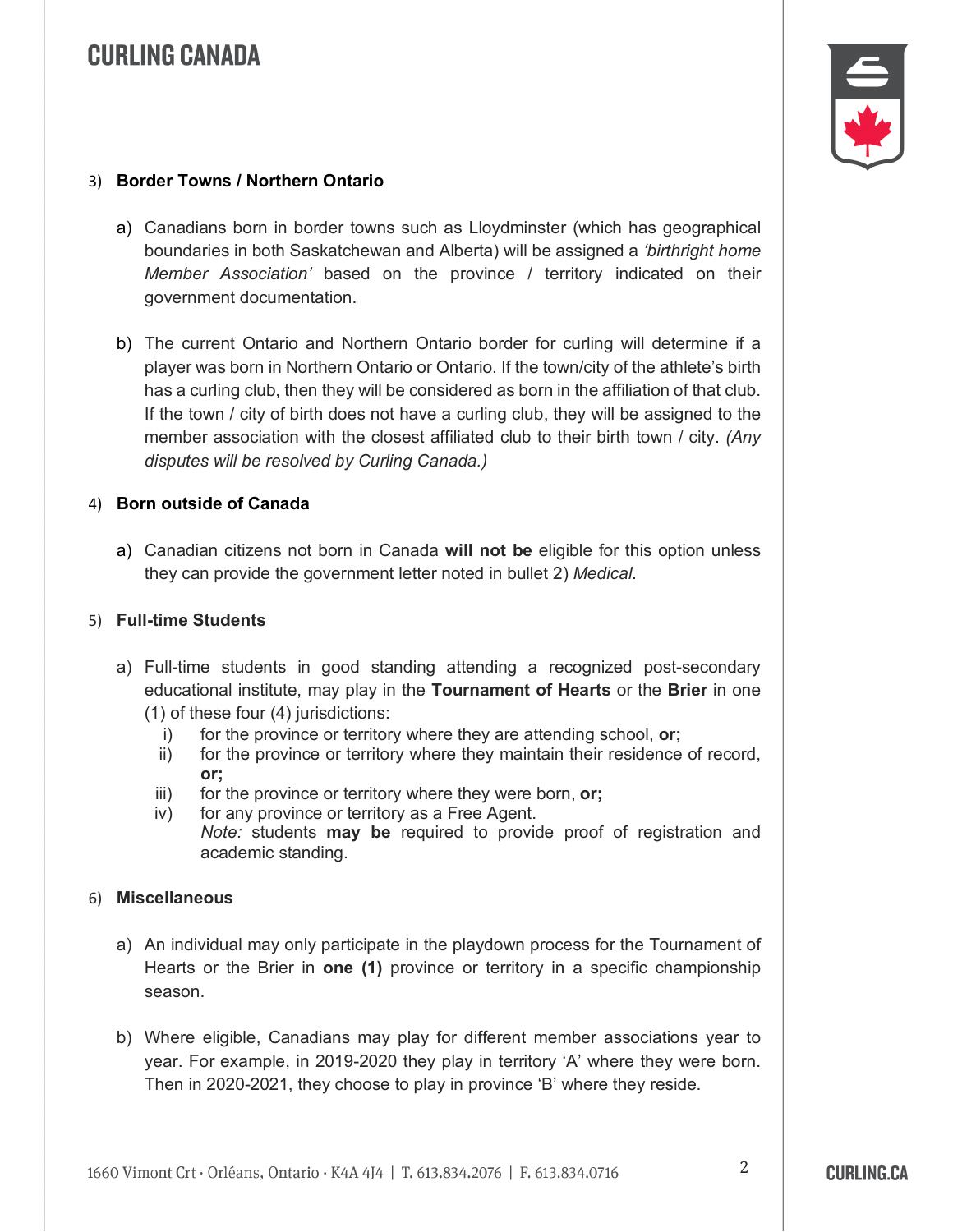3) **Border Towns / Northern Ontario**

a) Canadians born in border towns such as Lloydminster (which has geographical boundaries in both Saskatchewan and Alberta) will be assigned a *'birthright home Member Association'* based on the province / territory indicated on their government documentation.

b) The current Ontario and Northern Ontario border for curling will determine if a player was born in Northern Ontario or Ontario. If the town/city of the athlete's birth has a curling club, then they will be considered as born in the affiliation of that club. If the town / city of birth does not have a curling club, they will be assigned to the member association with the closest affiliated club to their birth town / city. *(Any disputes will be resolved by Curling Canada.)*

4) **Born outside of Canada**

a) Canadian citizens not born in Canada **will not be** eligible for this option unless they can provide the government letter noted in bullet 2) *Medical*.

5) **Full-time Students**

a) Full-time students in good standing attending a recognized post-secondary educational institute, may play in the **Tournament of Hearts** or the **Brier** in one (1) of these four (4) jurisdictions:
   i) for the province or territory where they are attending school, **or;**
   ii) for the province or territory where they maintain their residence of record, **or;**
   iii) for the province or territory where they were born, **or;**
   iv) for any province or territory as a Free Agent.
   *Note:* students **may be** required to provide proof of registration and academic standing.

6) **Miscellaneous**

a) An individual may only participate in the playdown process for the Tournament of Hearts or the Brier in **one (1)** province or territory in a specific championship season.

b) Where eligible, Canadians may play for different member associations year to year. For example, in 2019-2020 they play in territory 'A' where they were born. Then in 2020-2021, they choose to play in province 'B' where they reside.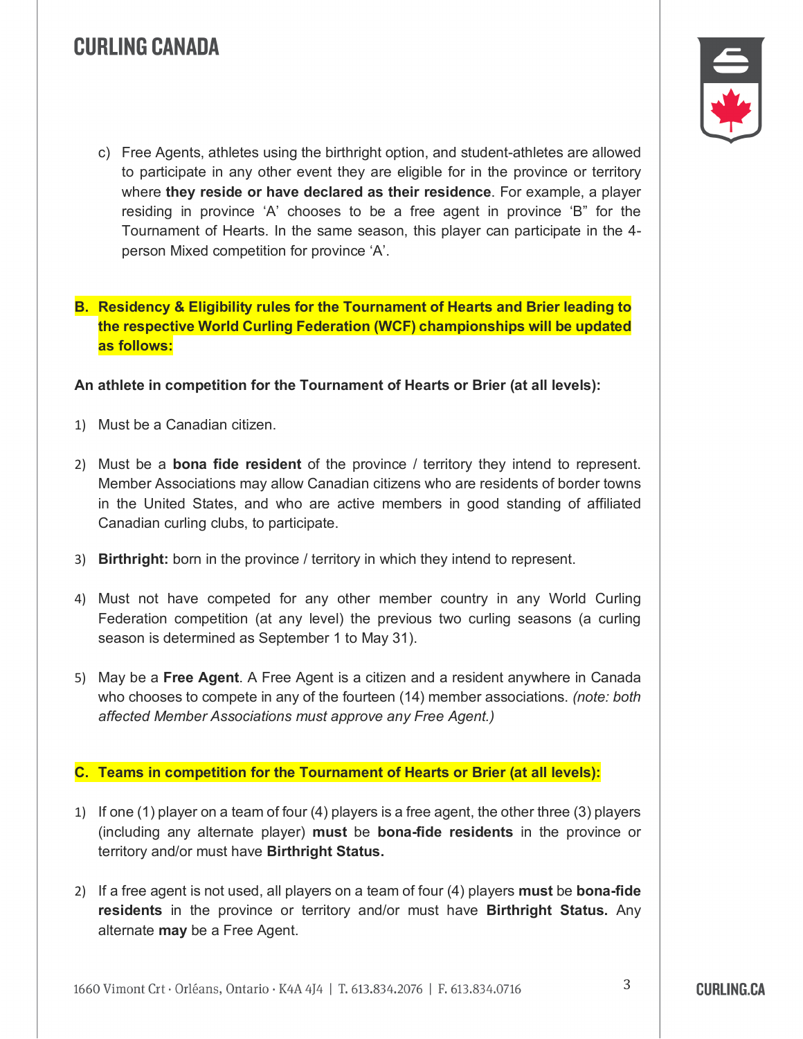c) Free Agents, athletes using the birthright option, and student-athletes are allowed to participate in any other event they are eligible for in the province or territory where **they reside or have declared as their residence**. For example, a player residing in province 'A' chooses to be a free agent in province 'B" for the Tournament of Hearts. In the same season, this player can participate in the 4-person Mixed competition for province 'A'.

**B. Residency & Eligibility rules for the Tournament of Hearts and Brier leading to the respective World Curling Federation (WCF) championships will be updated as follows:**

**An athlete in competition for the Tournament of Hearts or Brier (at all levels):**

1) Must be a Canadian citizen.

2) Must be a **bona fide resident** of the province / territory they intend to represent. Member Associations may allow Canadian citizens who are residents of border towns in the United States, and who are active members in good standing of affiliated Canadian curling clubs, to participate.

3) **Birthright:** born in the province / territory in which they intend to represent.

4) Must not have competed for any other member country in any World Curling Federation competition (at any level) the previous two curling seasons (a curling season is determined as September 1 to May 31).

5) May be a **Free Agent**. A Free Agent is a citizen and a resident anywhere in Canada who chooses to compete in any of the fourteen (14) member associations. *(note: both affected Member Associations must approve any Free Agent.)*

**C. Teams in competition for the Tournament of Hearts or Brier (at all levels):**

1) If one (1) player on a team of four (4) players is a free agent, the other three (3) players (including any alternate player) **must** be **bona-fide residents** in the province or territory and/or must have **Birthright Status.**

2) If a free agent is not used, all players on a team of four (4) players **must** be **bona-fide residents** in the province or territory and/or must have **Birthright Status.** Any alternate **may** be a Free Agent.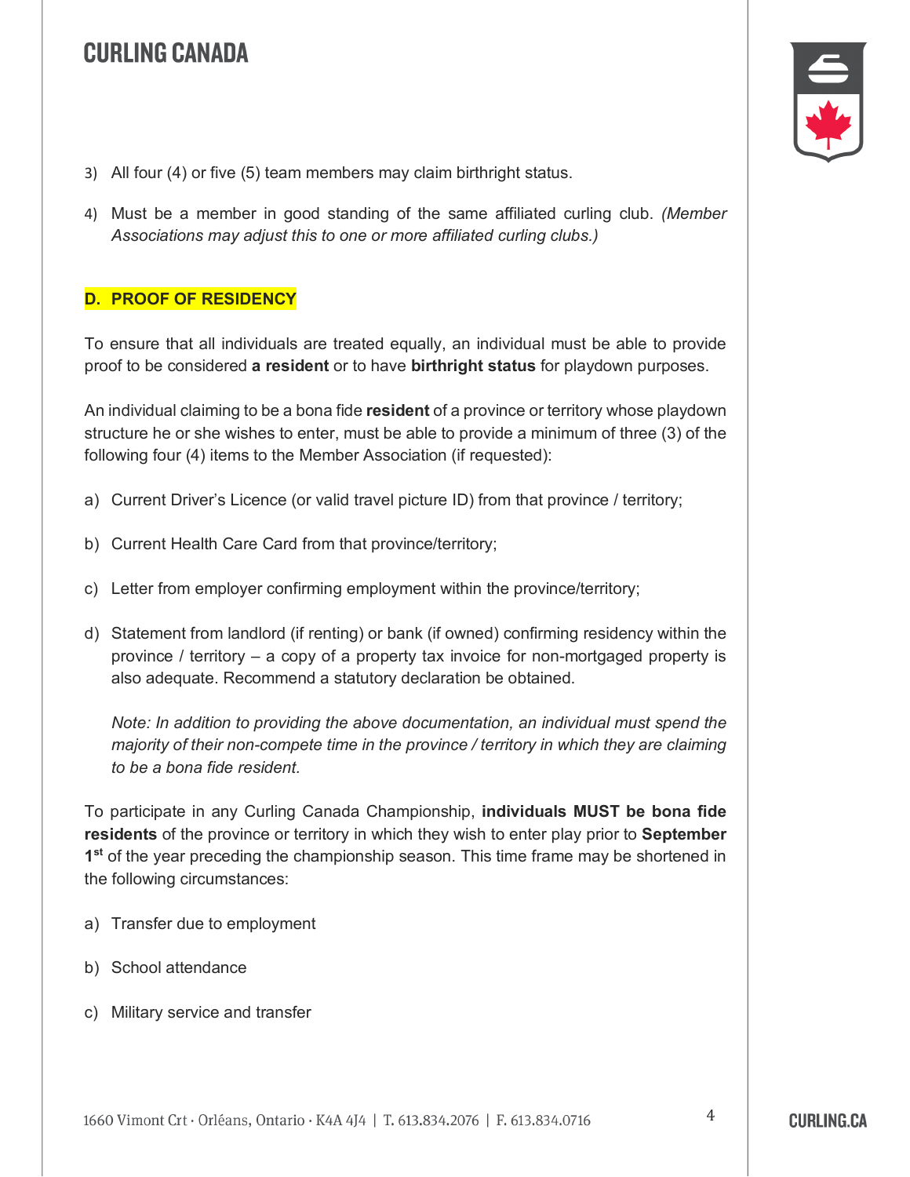3) All four (4) or five (5) team members may claim birthright status.

4) Must be a member in good standing of the same affiliated curling club. *(Member Associations may adjust this to one or more affiliated curling clubs.)*

## D. PROOF OF RESIDENCY

To ensure that all individuals are treated equally, an individual must be able to provide proof to be considered **a resident** or to have **birthright status** for playdown purposes.

An individual claiming to be a bona fide **resident** of a province or territory whose playdown structure he or she wishes to enter, must be able to provide a minimum of three (3) of the following four (4) items to the Member Association (if requested):

a) Current Driver's Licence (or valid travel picture ID) from that province / territory;

b) Current Health Care Card from that province/territory;

c) Letter from employer confirming employment within the province/territory;

d) Statement from landlord (if renting) or bank (if owned) confirming residency within the province / territory – a copy of a property tax invoice for non-mortgaged property is also adequate. Recommend a statutory declaration be obtained.

   *Note: In addition to providing the above documentation, an individual must spend the majority of their non-compete time in the province / territory in which they are claiming to be a bona fide resident.*

To participate in any Curling Canada Championship, **individuals MUST be bona fide residents** of the province or territory in which they wish to enter play prior to **September 1st** of the year preceding the championship season. This time frame may be shortened in the following circumstances:

a) Transfer due to employment

b) School attendance

c) Military service and transfer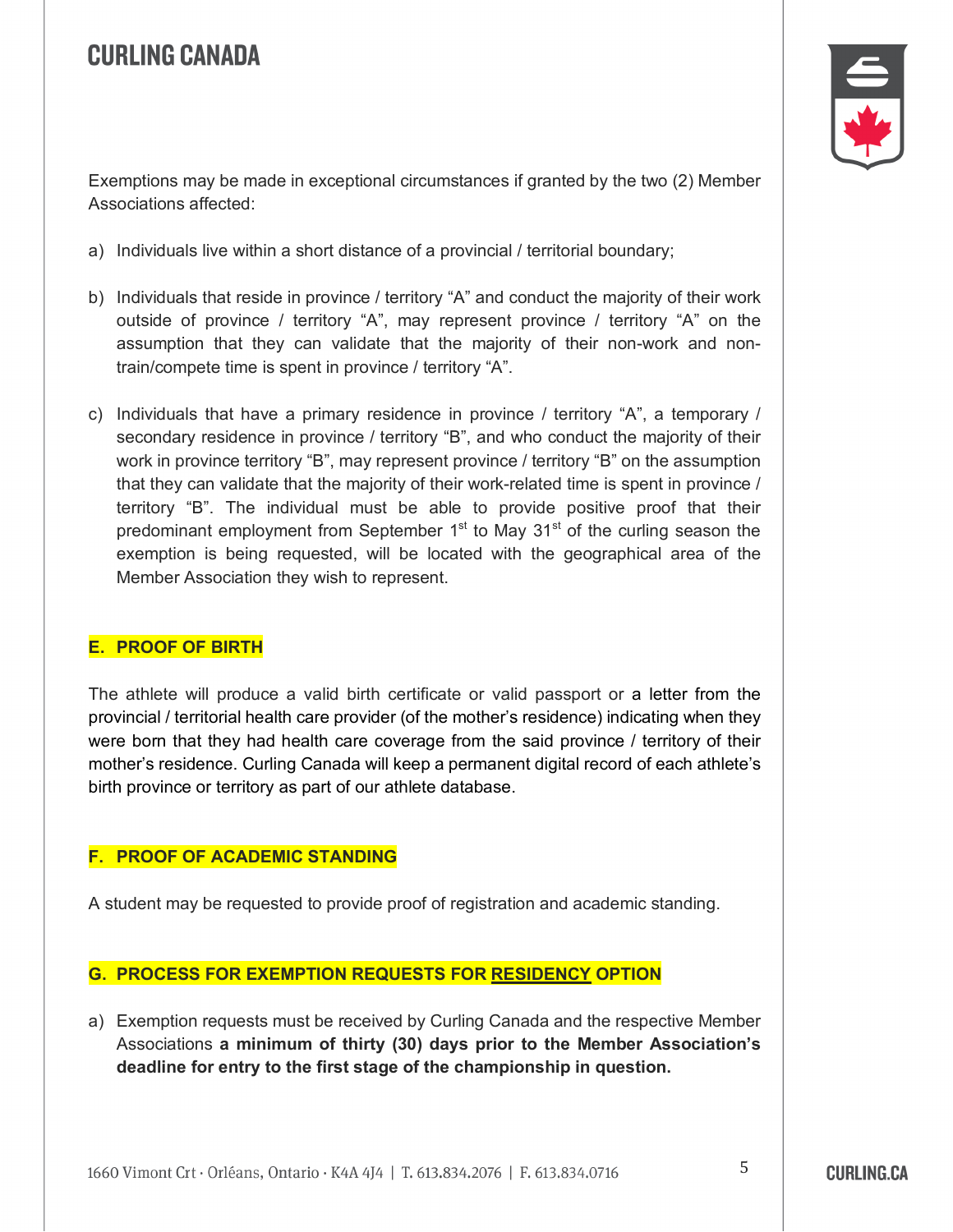Exemptions may be made in exceptional circumstances if granted by the two (2) Member Associations affected:

a) Individuals live within a short distance of a provincial / territorial boundary;

b) Individuals that reside in province / territory “A” and conduct the majority of their work outside of province / territory “A”, may represent province / territory “A” on the assumption that they can validate that the majority of their non-work and non-train/compete time is spent in province / territory “A”.

c) Individuals that have a primary residence in province / territory “A”, a temporary / secondary residence in province / territory “B”, and who conduct the majority of their work in province territory “B”, may represent province / territory “B” on the assumption that they can validate that the majority of their work-related time is spent in province / territory “B”. The individual must be able to provide positive proof that their predominant employment from September 1st to May 31st of the curling season the exemption is being requested, will be located with the geographical area of the Member Association they wish to represent.

## E. PROOF OF BIRTH

The athlete will produce a valid birth certificate or valid passport or a letter from the provincial / territorial health care provider (of the mother’s residence) indicating when they were born that they had health care coverage from the said province / territory of their mother’s residence. Curling Canada will keep a permanent digital record of each athlete’s birth province or territory as part of our athlete database.

## F. PROOF OF ACADEMIC STANDING

A student may be requested to provide proof of registration and academic standing.

## G. PROCESS FOR EXEMPTION REQUESTS FOR RESIDENCY OPTION

a) Exemption requests must be received by Curling Canada and the respective Member Associations **a minimum of thirty (30) days prior to the Member Association’s deadline for entry to the first stage of the championship in question.**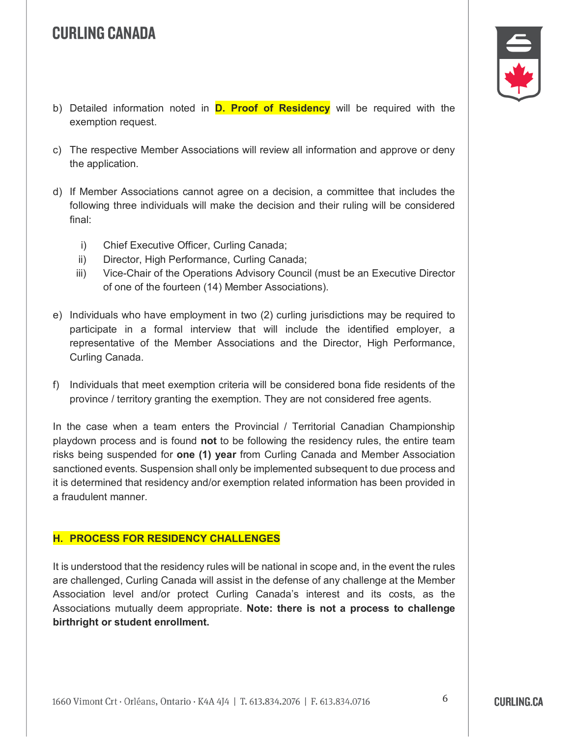b) Detailed information noted in **D. Proof of Residency** will be required with the exemption request.

c) The respective Member Associations will review all information and approve or deny the application.

d) If Member Associations cannot agree on a decision, a committee that includes the following three individuals will make the decision and their ruling will be considered final:

   i) Chief Executive Officer, Curling Canada;
   ii) Director, High Performance, Curling Canada;
   iii) Vice-Chair of the Operations Advisory Council (must be an Executive Director of one of the fourteen (14) Member Associations).

e) Individuals who have employment in two (2) curling jurisdictions may be required to participate in a formal interview that will include the identified employer, a representative of the Member Associations and the Director, High Performance, Curling Canada.

f) Individuals that meet exemption criteria will be considered bona fide residents of the province / territory granting the exemption. They are not considered free agents.

In the case when a team enters the Provincial / Territorial Canadian Championship playdown process and is found **not** to be following the residency rules, the entire team risks being suspended for **one (1) year** from Curling Canada and Member Association sanctioned events. Suspension shall only be implemented subsequent to due process and it is determined that residency and/or exemption related information has been provided in a fraudulent manner.

## H. PROCESS FOR RESIDENCY CHALLENGES

It is understood that the residency rules will be national in scope and, in the event the rules are challenged, Curling Canada will assist in the defense of any challenge at the Member Association level and/or protect Curling Canada's interest and its costs, as the Associations mutually deem appropriate. **Note: there is not a process to challenge birthright or student enrollment.**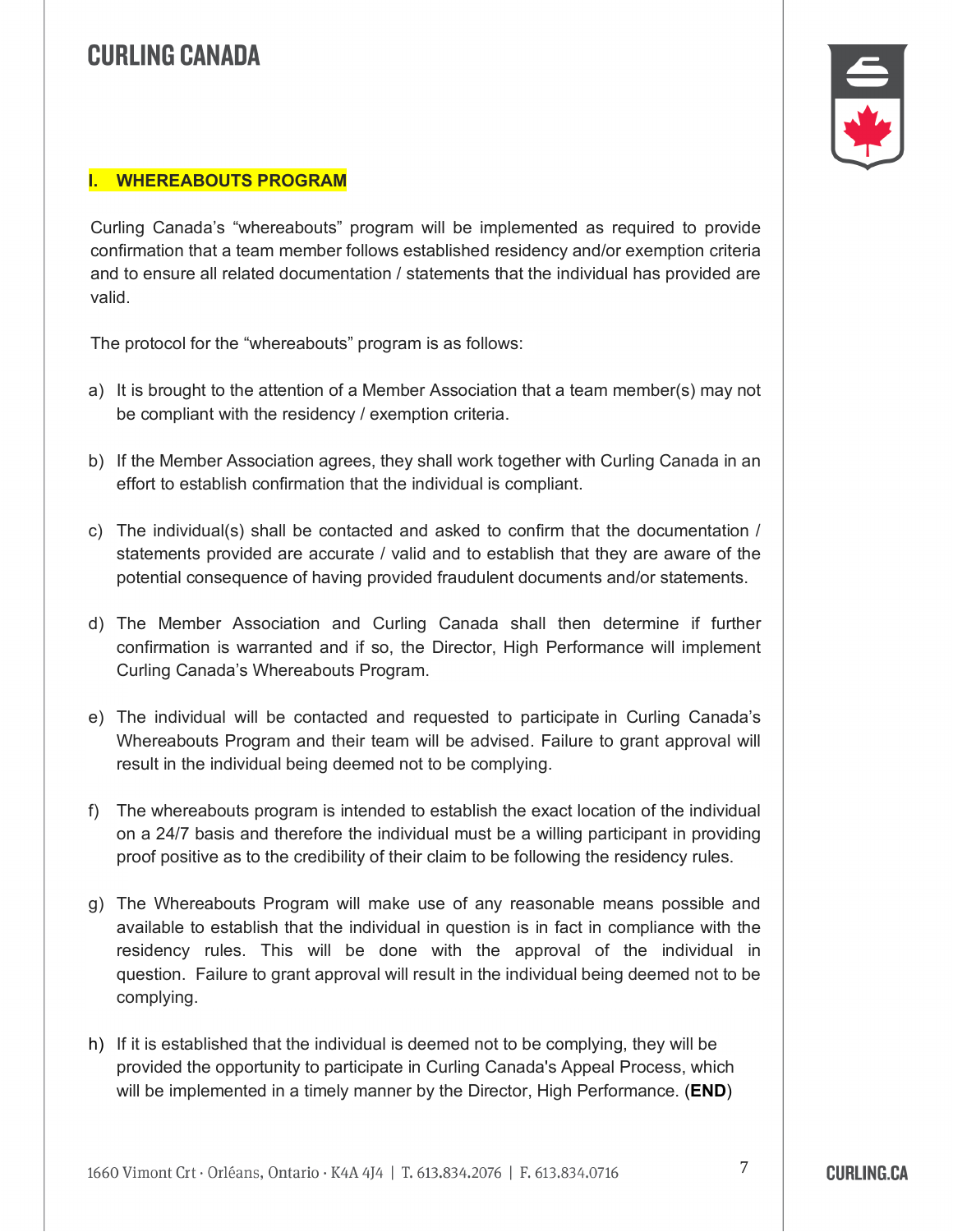## I. WHEREABOUTS PROGRAM

Curling Canada's "whereabouts" program will be implemented as required to provide confirmation that a team member follows established residency and/or exemption criteria and to ensure all related documentation / statements that the individual has provided are valid.

The protocol for the "whereabouts" program is as follows:

a) It is brought to the attention of a Member Association that a team member(s) may not be compliant with the residency / exemption criteria.

b) If the Member Association agrees, they shall work together with Curling Canada in an effort to establish confirmation that the individual is compliant.

c) The individual(s) shall be contacted and asked to confirm that the documentation / statements provided are accurate / valid and to establish that they are aware of the potential consequence of having provided fraudulent documents and/or statements.

d) The Member Association and Curling Canada shall then determine if further confirmation is warranted and if so, the Director, High Performance will implement Curling Canada's Whereabouts Program.

e) The individual will be contacted and requested to participate in Curling Canada's Whereabouts Program and their team will be advised. Failure to grant approval will result in the individual being deemed not to be complying.

f) The whereabouts program is intended to establish the exact location of the individual on a 24/7 basis and therefore the individual must be a willing participant in providing proof positive as to the credibility of their claim to be following the residency rules.

g) The Whereabouts Program will make use of any reasonable means possible and available to establish that the individual in question is in fact in compliance with the residency rules. This will be done with the approval of the individual in question. Failure to grant approval will result in the individual being deemed not to be complying.

h) If it is established that the individual is deemed not to be complying, they will be provided the opportunity to participate in Curling Canada's Appeal Process, which will be implemented in a timely manner by the Director, High Performance. (**END**)